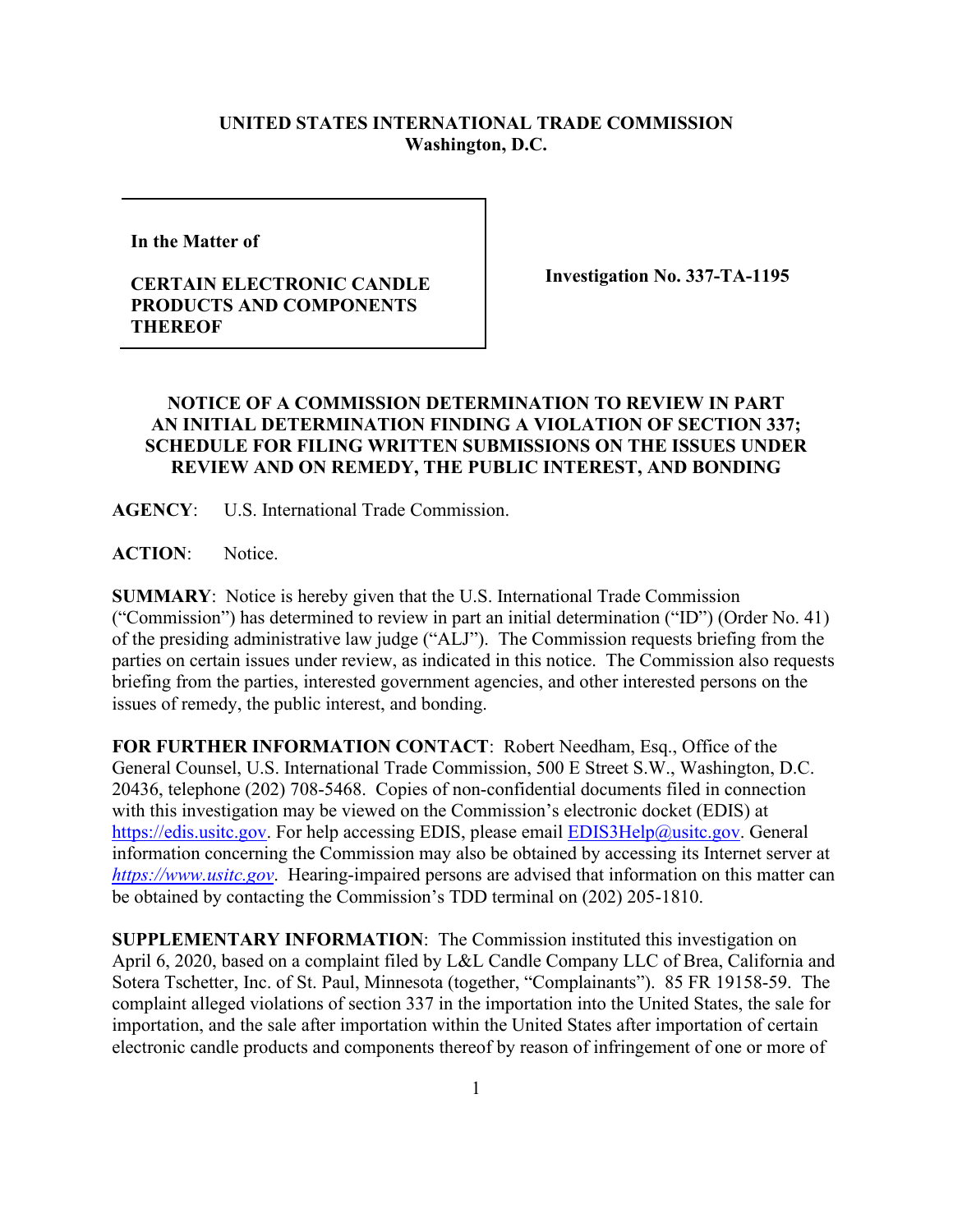**UNITED STATES INTERNATIONAL TRADE COMMISSION**
**Washington, D.C.**

| | |
|---|---|
| **In the Matter of**<br><br>**CERTAIN ELECTRONIC CANDLE PRODUCTS AND COMPONENTS THEREOF** | **Investigation No. 337-TA-1195** |

**NOTICE OF A COMMISSION DETERMINATION TO REVIEW IN PART AN INITIAL DETERMINATION FINDING A VIOLATION OF SECTION 337; SCHEDULE FOR FILING WRITTEN SUBMISSIONS ON THE ISSUES UNDER REVIEW AND ON REMEDY, THE PUBLIC INTEREST, AND BONDING**

**AGENCY**: U.S. International Trade Commission.

**ACTION**: Notice.

**SUMMARY**: Notice is hereby given that the U.S. International Trade Commission ("Commission") has determined to review in part an initial determination ("ID") (Order No. 41) of the presiding administrative law judge ("ALJ"). The Commission requests briefing from the parties on certain issues under review, as indicated in this notice. The Commission also requests briefing from the parties, interested government agencies, and other interested persons on the issues of remedy, the public interest, and bonding.

**FOR FURTHER INFORMATION CONTACT**: Robert Needham, Esq., Office of the General Counsel, U.S. International Trade Commission, 500 E Street S.W., Washington, D.C. 20436, telephone (202) 708-5468. Copies of non-confidential documents filed in connection with this investigation may be viewed on the Commission's electronic docket (EDIS) at https://edis.usitc.gov. For help accessing EDIS, please email EDIS3Help@usitc.gov. General information concerning the Commission may also be obtained by accessing its Internet server at *https://www.usitc.gov*. Hearing-impaired persons are advised that information on this matter can be obtained by contacting the Commission's TDD terminal on (202) 205-1810.

**SUPPLEMENTARY INFORMATION**: The Commission instituted this investigation on April 6, 2020, based on a complaint filed by L&L Candle Company LLC of Brea, California and Sotera Tschetter, Inc. of St. Paul, Minnesota (together, "Complainants"). 85 FR 19158-59. The complaint alleged violations of section 337 in the importation into the United States, the sale for importation, and the sale after importation within the United States after importation of certain electronic candle products and components thereof by reason of infringement of one or more of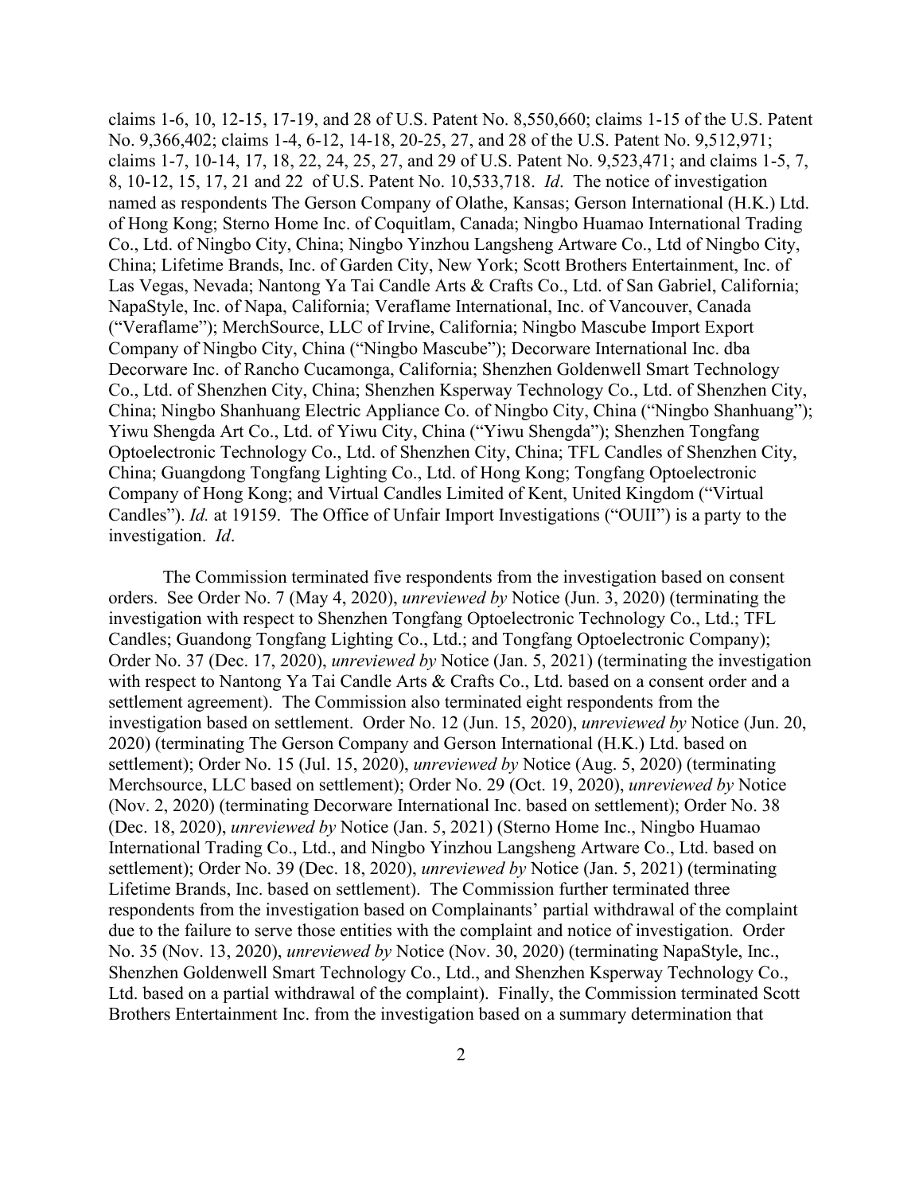claims 1-6, 10, 12-15, 17-19, and 28 of U.S. Patent No. 8,550,660; claims 1-15 of the U.S. Patent No. 9,366,402; claims 1-4, 6-12, 14-18, 20-25, 27, and 28 of the U.S. Patent No. 9,512,971; claims 1-7, 10-14, 17, 18, 22, 24, 25, 27, and 29 of U.S. Patent No. 9,523,471; and claims 1-5, 7, 8, 10-12, 15, 17, 21 and 22 of U.S. Patent No. 10,533,718. *Id*. The notice of investigation named as respondents The Gerson Company of Olathe, Kansas; Gerson International (H.K.) Ltd. of Hong Kong; Sterno Home Inc. of Coquitlam, Canada; Ningbo Huamao International Trading Co., Ltd. of Ningbo City, China; Ningbo Yinzhou Langsheng Artware Co., Ltd of Ningbo City, China; Lifetime Brands, Inc. of Garden City, New York; Scott Brothers Entertainment, Inc. of Las Vegas, Nevada; Nantong Ya Tai Candle Arts & Crafts Co., Ltd. of San Gabriel, California; NapaStyle, Inc. of Napa, California; Veraflame International, Inc. of Vancouver, Canada ("Veraflame"); MerchSource, LLC of Irvine, California; Ningbo Mascube Import Export Company of Ningbo City, China ("Ningbo Mascube"); Decorware International Inc. dba Decorware Inc. of Rancho Cucamonga, California; Shenzhen Goldenwell Smart Technology Co., Ltd. of Shenzhen City, China; Shenzhen Ksperway Technology Co., Ltd. of Shenzhen City, China; Ningbo Shanhuang Electric Appliance Co. of Ningbo City, China ("Ningbo Shanhuang"); Yiwu Shengda Art Co., Ltd. of Yiwu City, China ("Yiwu Shengda"); Shenzhen Tongfang Optoelectronic Technology Co., Ltd. of Shenzhen City, China; TFL Candles of Shenzhen City, China; Guangdong Tongfang Lighting Co., Ltd. of Hong Kong; Tongfang Optoelectronic Company of Hong Kong; and Virtual Candles Limited of Kent, United Kingdom ("Virtual Candles"). *Id.* at 19159. The Office of Unfair Import Investigations ("OUII") is a party to the investigation. *Id*.

The Commission terminated five respondents from the investigation based on consent orders. See Order No. 7 (May 4, 2020), *unreviewed by* Notice (Jun. 3, 2020) (terminating the investigation with respect to Shenzhen Tongfang Optoelectronic Technology Co., Ltd.; TFL Candles; Guandong Tongfang Lighting Co., Ltd.; and Tongfang Optoelectronic Company); Order No. 37 (Dec. 17, 2020), *unreviewed by* Notice (Jan. 5, 2021) (terminating the investigation with respect to Nantong Ya Tai Candle Arts & Crafts Co., Ltd. based on a consent order and a settlement agreement). The Commission also terminated eight respondents from the investigation based on settlement. Order No. 12 (Jun. 15, 2020), *unreviewed by* Notice (Jun. 20, 2020) (terminating The Gerson Company and Gerson International (H.K.) Ltd. based on settlement); Order No. 15 (Jul. 15, 2020), *unreviewed by* Notice (Aug. 5, 2020) (terminating Merchsource, LLC based on settlement); Order No. 29 (Oct. 19, 2020), *unreviewed by* Notice (Nov. 2, 2020) (terminating Decorware International Inc. based on settlement); Order No. 38 (Dec. 18, 2020), *unreviewed by* Notice (Jan. 5, 2021) (Sterno Home Inc., Ningbo Huamao International Trading Co., Ltd., and Ningbo Yinzhou Langsheng Artware Co., Ltd. based on settlement); Order No. 39 (Dec. 18, 2020), *unreviewed by* Notice (Jan. 5, 2021) (terminating Lifetime Brands, Inc. based on settlement). The Commission further terminated three respondents from the investigation based on Complainants' partial withdrawal of the complaint due to the failure to serve those entities with the complaint and notice of investigation. Order No. 35 (Nov. 13, 2020), *unreviewed by* Notice (Nov. 30, 2020) (terminating NapaStyle, Inc., Shenzhen Goldenwell Smart Technology Co., Ltd., and Shenzhen Ksperway Technology Co., Ltd. based on a partial withdrawal of the complaint). Finally, the Commission terminated Scott Brothers Entertainment Inc. from the investigation based on a summary determination that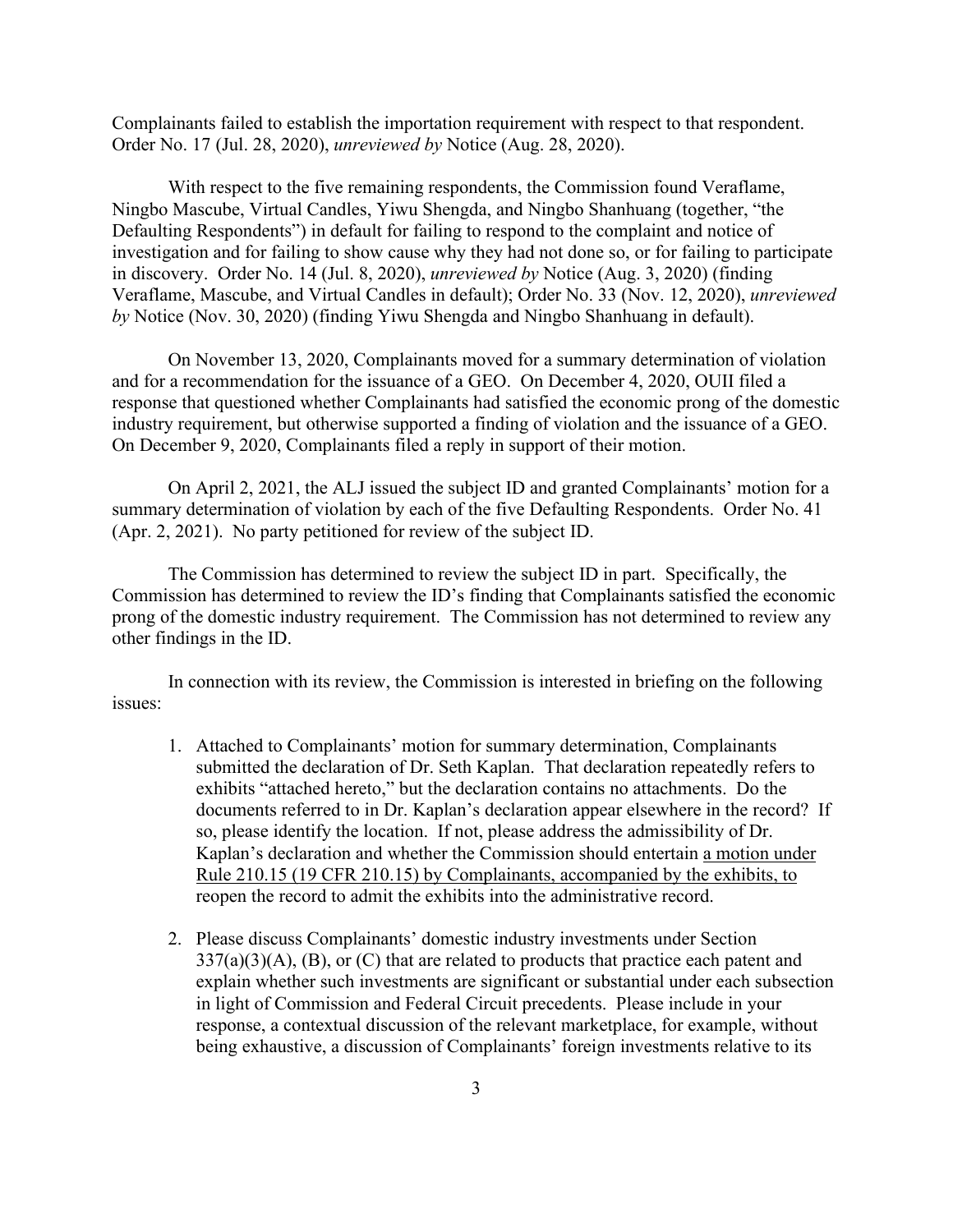Complainants failed to establish the importation requirement with respect to that respondent. Order No. 17 (Jul. 28, 2020), *unreviewed by* Notice (Aug. 28, 2020).

With respect to the five remaining respondents, the Commission found Veraflame, Ningbo Mascube, Virtual Candles, Yiwu Shengda, and Ningbo Shanhuang (together, "the Defaulting Respondents") in default for failing to respond to the complaint and notice of investigation and for failing to show cause why they had not done so, or for failing to participate in discovery. Order No. 14 (Jul. 8, 2020), *unreviewed by* Notice (Aug. 3, 2020) (finding Veraflame, Mascube, and Virtual Candles in default); Order No. 33 (Nov. 12, 2020), *unreviewed by* Notice (Nov. 30, 2020) (finding Yiwu Shengda and Ningbo Shanhuang in default).

On November 13, 2020, Complainants moved for a summary determination of violation and for a recommendation for the issuance of a GEO. On December 4, 2020, OUII filed a response that questioned whether Complainants had satisfied the economic prong of the domestic industry requirement, but otherwise supported a finding of violation and the issuance of a GEO. On December 9, 2020, Complainants filed a reply in support of their motion.

On April 2, 2021, the ALJ issued the subject ID and granted Complainants' motion for a summary determination of violation by each of the five Defaulting Respondents. Order No. 41 (Apr. 2, 2021). No party petitioned for review of the subject ID.

The Commission has determined to review the subject ID in part. Specifically, the Commission has determined to review the ID's finding that Complainants satisfied the economic prong of the domestic industry requirement. The Commission has not determined to review any other findings in the ID.

In connection with its review, the Commission is interested in briefing on the following issues:

1. Attached to Complainants' motion for summary determination, Complainants submitted the declaration of Dr. Seth Kaplan. That declaration repeatedly refers to exhibits "attached hereto," but the declaration contains no attachments. Do the documents referred to in Dr. Kaplan's declaration appear elsewhere in the record? If so, please identify the location. If not, please address the admissibility of Dr. Kaplan's declaration and whether the Commission should entertain <u>a motion under Rule 210.15 (19 CFR 210.15) by Complainants, accompanied by the exhibits, to reopen the record to admit the exhibits into the administrative record</u>.

2. Please discuss Complainants' domestic industry investments under Section 337(a)(3)(A), (B), or (C) that are related to products that practice each patent and explain whether such investments are significant or substantial under each subsection in light of Commission and Federal Circuit precedents. Please include in your response, a contextual discussion of the relevant marketplace, for example, without being exhaustive, a discussion of Complainants' foreign investments relative to its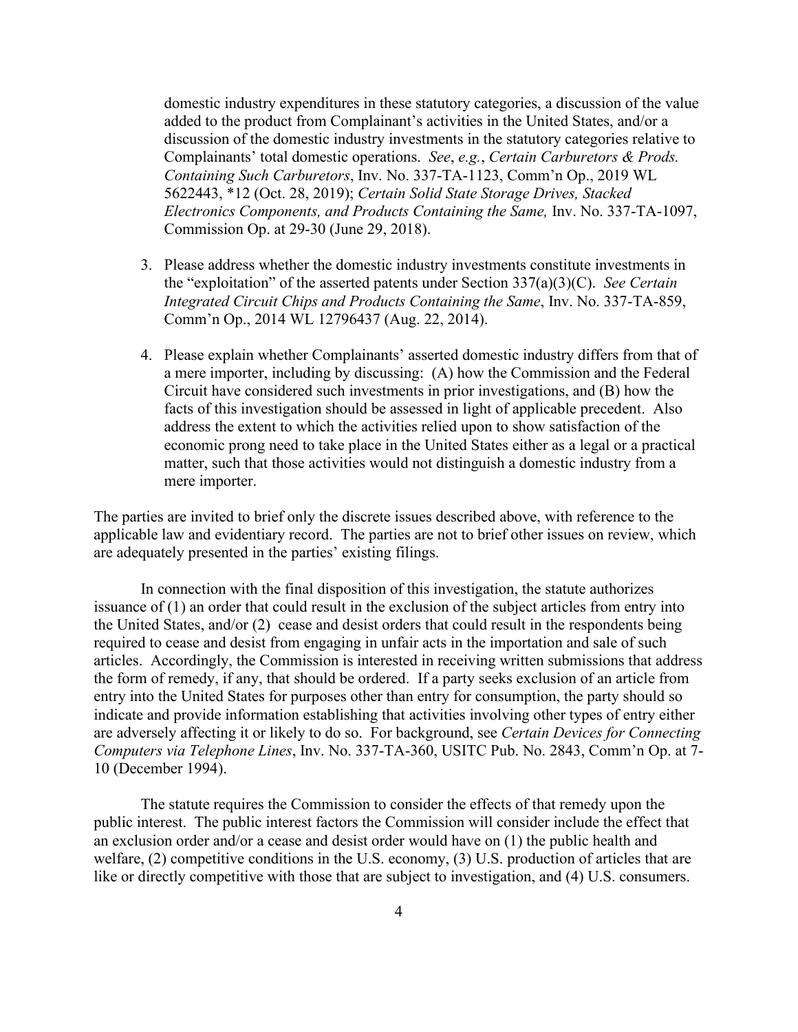domestic industry expenditures in these statutory categories, a discussion of the value added to the product from Complainant's activities in the United States, and/or a discussion of the domestic industry investments in the statutory categories relative to Complainants' total domestic operations. *See*, *e.g.*, *Certain Carburetors & Prods. Containing Such Carburetors*, Inv. No. 337-TA-1123, Comm'n Op., 2019 WL 5622443, *12 (Oct. 28, 2019); *Certain Solid State Storage Drives, Stacked Electronics Components, and Products Containing the Same,* Inv. No. 337-TA-1097, Commission Op. at 29-30 (June 29, 2018).

3. Please address whether the domestic industry investments constitute investments in the "exploitation" of the asserted patents under Section 337(a)(3)(C). *See Certain Integrated Circuit Chips and Products Containing the Same*, Inv. No. 337-TA-859, Comm'n Op., 2014 WL 12796437 (Aug. 22, 2014).

4. Please explain whether Complainants' asserted domestic industry differs from that of a mere importer, including by discussing: (A) how the Commission and the Federal Circuit have considered such investments in prior investigations, and (B) how the facts of this investigation should be assessed in light of applicable precedent. Also address the extent to which the activities relied upon to show satisfaction of the economic prong need to take place in the United States either as a legal or a practical matter, such that those activities would not distinguish a domestic industry from a mere importer.

The parties are invited to brief only the discrete issues described above, with reference to the applicable law and evidentiary record. The parties are not to brief other issues on review, which are adequately presented in the parties' existing filings.

In connection with the final disposition of this investigation, the statute authorizes issuance of (1) an order that could result in the exclusion of the subject articles from entry into the United States, and/or (2) cease and desist orders that could result in the respondents being required to cease and desist from engaging in unfair acts in the importation and sale of such articles. Accordingly, the Commission is interested in receiving written submissions that address the form of remedy, if any, that should be ordered. If a party seeks exclusion of an article from entry into the United States for purposes other than entry for consumption, the party should so indicate and provide information establishing that activities involving other types of entry either are adversely affecting it or likely to do so. For background, see *Certain Devices for Connecting Computers via Telephone Lines*, Inv. No. 337-TA-360, USITC Pub. No. 2843, Comm'n Op. at 7-10 (December 1994).

The statute requires the Commission to consider the effects of that remedy upon the public interest. The public interest factors the Commission will consider include the effect that an exclusion order and/or a cease and desist order would have on (1) the public health and welfare, (2) competitive conditions in the U.S. economy, (3) U.S. production of articles that are like or directly competitive with those that are subject to investigation, and (4) U.S. consumers.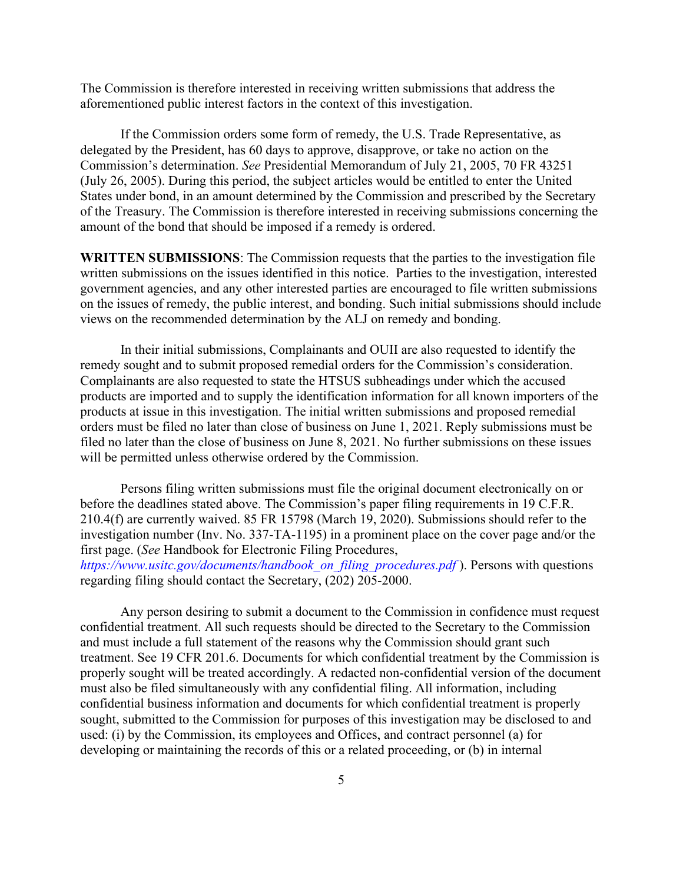The Commission is therefore interested in receiving written submissions that address the aforementioned public interest factors in the context of this investigation.

If the Commission orders some form of remedy, the U.S. Trade Representative, as delegated by the President, has 60 days to approve, disapprove, or take no action on the Commission's determination. *See* Presidential Memorandum of July 21, 2005, 70 FR 43251 (July 26, 2005). During this period, the subject articles would be entitled to enter the United States under bond, in an amount determined by the Commission and prescribed by the Secretary of the Treasury. The Commission is therefore interested in receiving submissions concerning the amount of the bond that should be imposed if a remedy is ordered.

**WRITTEN SUBMISSIONS**: The Commission requests that the parties to the investigation file written submissions on the issues identified in this notice. Parties to the investigation, interested government agencies, and any other interested parties are encouraged to file written submissions on the issues of remedy, the public interest, and bonding. Such initial submissions should include views on the recommended determination by the ALJ on remedy and bonding.

In their initial submissions, Complainants and OUII are also requested to identify the remedy sought and to submit proposed remedial orders for the Commission's consideration. Complainants are also requested to state the HTSUS subheadings under which the accused products are imported and to supply the identification information for all known importers of the products at issue in this investigation. The initial written submissions and proposed remedial orders must be filed no later than close of business on June 1, 2021. Reply submissions must be filed no later than the close of business on June 8, 2021. No further submissions on these issues will be permitted unless otherwise ordered by the Commission.

Persons filing written submissions must file the original document electronically on or before the deadlines stated above. The Commission's paper filing requirements in 19 C.F.R. 210.4(f) are currently waived. 85 FR 15798 (March 19, 2020). Submissions should refer to the investigation number (Inv. No. 337-TA-1195) in a prominent place on the cover page and/or the first page. (*See* Handbook for Electronic Filing Procedures, *https://www.usitc.gov/documents/handbook_on_filing_procedures.pdf* ). Persons with questions regarding filing should contact the Secretary, (202) 205-2000.

Any person desiring to submit a document to the Commission in confidence must request confidential treatment. All such requests should be directed to the Secretary to the Commission and must include a full statement of the reasons why the Commission should grant such treatment. See 19 CFR 201.6. Documents for which confidential treatment by the Commission is properly sought will be treated accordingly. A redacted non-confidential version of the document must also be filed simultaneously with any confidential filing. All information, including confidential business information and documents for which confidential treatment is properly sought, submitted to the Commission for purposes of this investigation may be disclosed to and used: (i) by the Commission, its employees and Offices, and contract personnel (a) for developing or maintaining the records of this or a related proceeding, or (b) in internal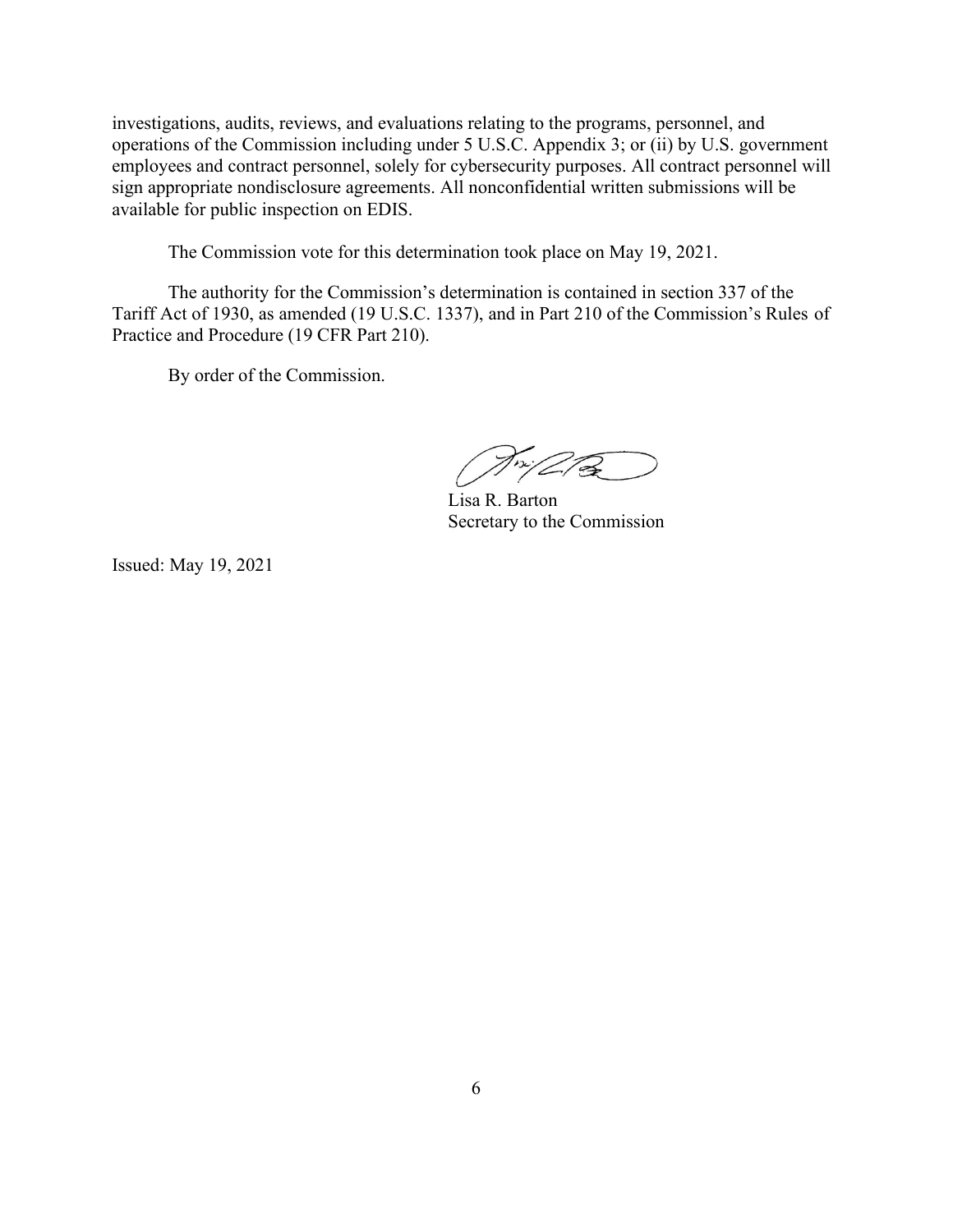investigations, audits, reviews, and evaluations relating to the programs, personnel, and operations of the Commission including under 5 U.S.C. Appendix 3; or (ii) by U.S. government employees and contract personnel, solely for cybersecurity purposes. All contract personnel will sign appropriate nondisclosure agreements. All nonconfidential written submissions will be available for public inspection on EDIS.

The Commission vote for this determination took place on May 19, 2021.

The authority for the Commission's determination is contained in section 337 of the Tariff Act of 1930, as amended (19 U.S.C. 1337), and in Part 210 of the Commission's Rules of Practice and Procedure (19 CFR Part 210).

By order of the Commission.

Lisa R. Barton
Secretary to the Commission

Issued: May 19, 2021